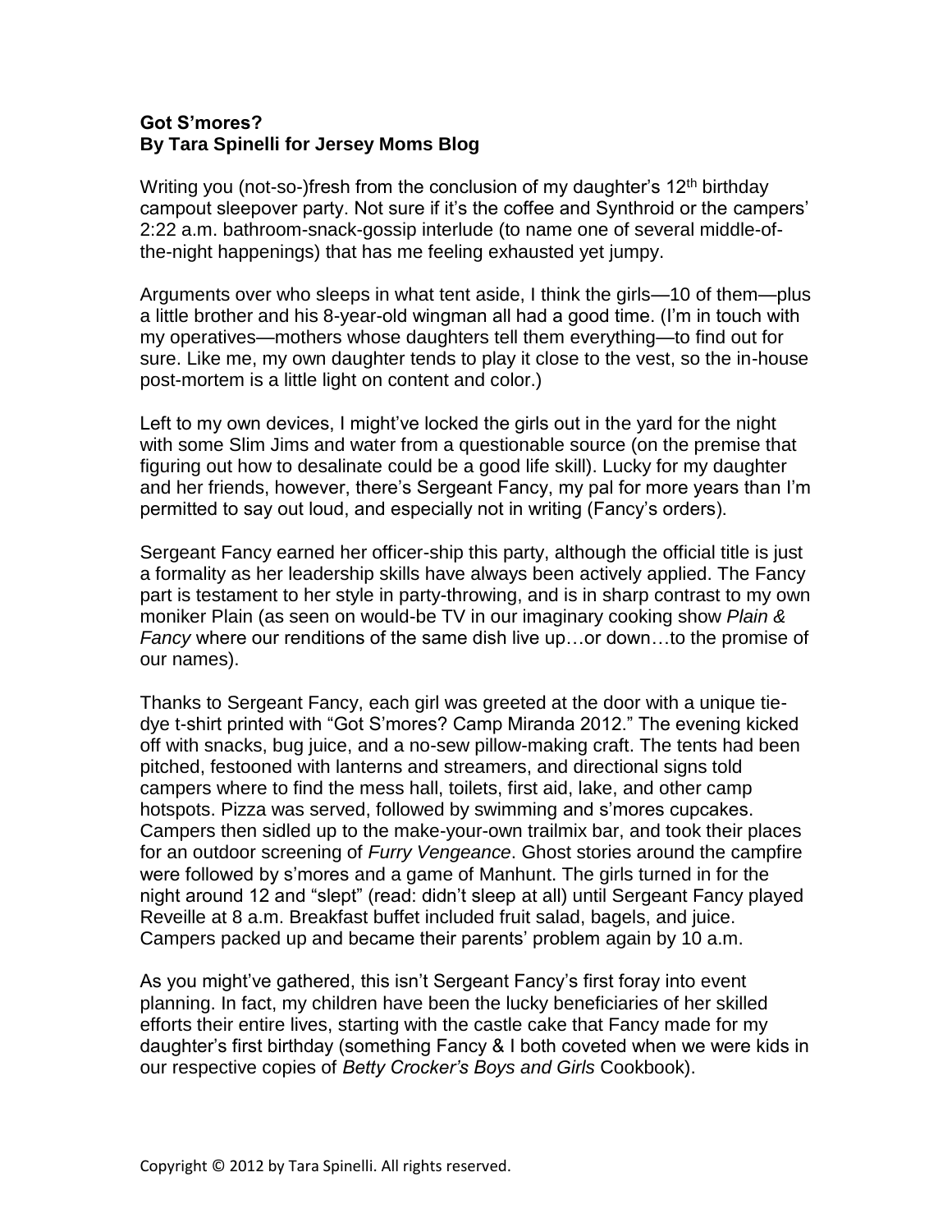**Got S'mores?**
**By Tara Spinelli for Jersey Moms Blog**

Writing you (not-so-)fresh from the conclusion of my daughter's 12th birthday campout sleepover party. Not sure if it's the coffee and Synthroid or the campers' 2:22 a.m. bathroom-snack-gossip interlude (to name one of several middle-of-the-night happenings) that has me feeling exhausted yet jumpy.

Arguments over who sleeps in what tent aside, I think the girls—10 of them—plus a little brother and his 8-year-old wingman all had a good time. (I'm in touch with my operatives—mothers whose daughters tell them everything—to find out for sure. Like me, my own daughter tends to play it close to the vest, so the in-house post-mortem is a little light on content and color.)

Left to my own devices, I might've locked the girls out in the yard for the night with some Slim Jims and water from a questionable source (on the premise that figuring out how to desalinate could be a good life skill). Lucky for my daughter and her friends, however, there's Sergeant Fancy, my pal for more years than I'm permitted to say out loud, and especially not in writing (Fancy's orders).

Sergeant Fancy earned her officer-ship this party, although the official title is just a formality as her leadership skills have always been actively applied. The Fancy part is testament to her style in party-throwing, and is in sharp contrast to my own moniker Plain (as seen on would-be TV in our imaginary cooking show *Plain & Fancy* where our renditions of the same dish live up…or down…to the promise of our names).

Thanks to Sergeant Fancy, each girl was greeted at the door with a unique tie-dye t-shirt printed with "Got S'mores? Camp Miranda 2012." The evening kicked off with snacks, bug juice, and a no-sew pillow-making craft. The tents had been pitched, festooned with lanterns and streamers, and directional signs told campers where to find the mess hall, toilets, first aid, lake, and other camp hotspots. Pizza was served, followed by swimming and s'mores cupcakes. Campers then sidled up to the make-your-own trailmix bar, and took their places for an outdoor screening of *Furry Vengeance*. Ghost stories around the campfire were followed by s'mores and a game of Manhunt. The girls turned in for the night around 12 and "slept" (read: didn't sleep at all) until Sergeant Fancy played Reveille at 8 a.m. Breakfast buffet included fruit salad, bagels, and juice. Campers packed up and became their parents' problem again by 10 a.m.

As you might've gathered, this isn't Sergeant Fancy's first foray into event planning. In fact, my children have been the lucky beneficiaries of her skilled efforts their entire lives, starting with the castle cake that Fancy made for my daughter's first birthday (something Fancy & I both coveted when we were kids in our respective copies of *Betty Crocker's Boys and Girls* Cookbook).

Copyright © 2012 by Tara Spinelli. All rights reserved.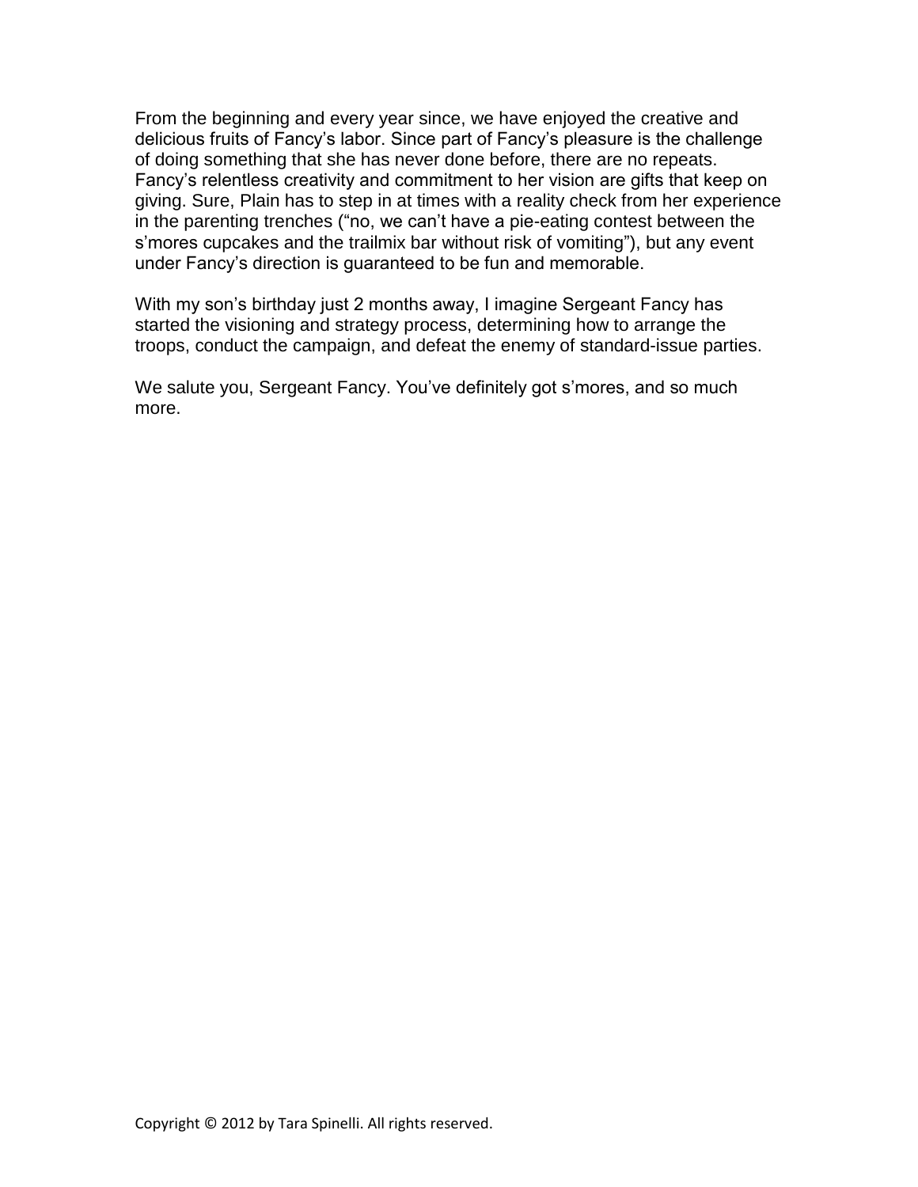From the beginning and every year since, we have enjoyed the creative and delicious fruits of Fancy's labor. Since part of Fancy's pleasure is the challenge of doing something that she has never done before, there are no repeats. Fancy's relentless creativity and commitment to her vision are gifts that keep on giving. Sure, Plain has to step in at times with a reality check from her experience in the parenting trenches ("no, we can't have a pie-eating contest between the s'mores cupcakes and the trailmix bar without risk of vomiting"), but any event under Fancy's direction is guaranteed to be fun and memorable.

With my son's birthday just 2 months away, I imagine Sergeant Fancy has started the visioning and strategy process, determining how to arrange the troops, conduct the campaign, and defeat the enemy of standard-issue parties.

We salute you, Sergeant Fancy. You've definitely got s'mores, and so much more.

Copyright © 2012 by Tara Spinelli. All rights reserved.